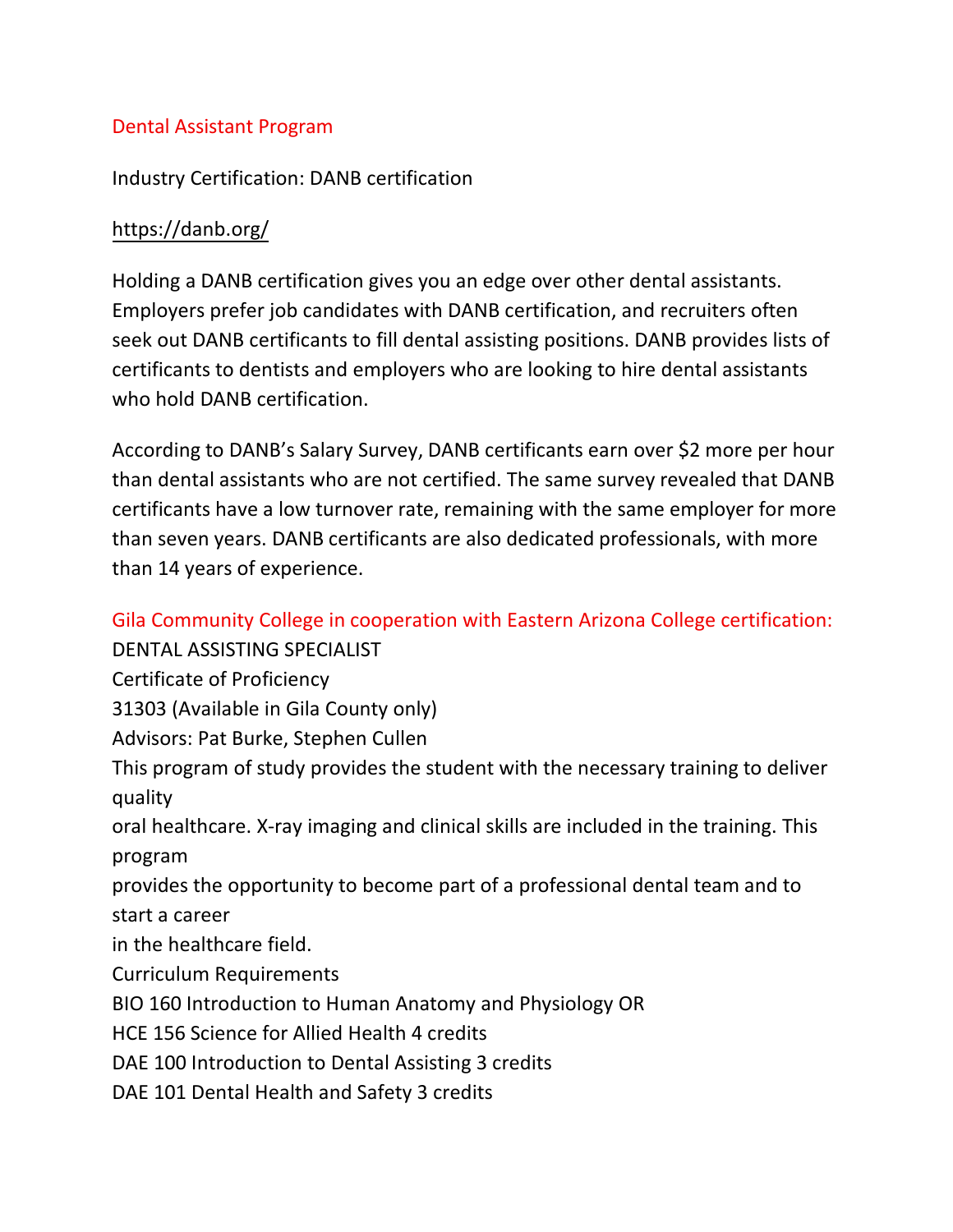## Dental Assistant Program

Industry Certification: DANB certification

https://danb.org/

Holding a DANB certification gives you an edge over other dental assistants. Employers prefer job candidates with DANB certification, and recruiters often seek out DANB certificants to fill dental assisting positions. DANB provides lists of certificants to dentists and employers who are looking to hire dental assistants who hold DANB certification.

According to DANB's Salary Survey, DANB certificants earn over $2 more per hour than dental assistants who are not certified. The same survey revealed that DANB certificants have a low turnover rate, remaining with the same employer for more than seven years. DANB certificants are also dedicated professionals, with more than 14 years of experience.

## Gila Community College in cooperation with Eastern Arizona College certification:

DENTAL ASSISTING SPECIALIST

Certificate of Proficiency

31303 (Available in Gila County only)

Advisors: Pat Burke, Stephen Cullen

This program of study provides the student with the necessary training to deliver quality oral healthcare. X-ray imaging and clinical skills are included in the training. This program provides the opportunity to become part of a professional dental team and to start a career in the healthcare field.

Curriculum Requirements

BIO 160 Introduction to Human Anatomy and Physiology OR

HCE 156 Science for Allied Health 4 credits

DAE 100 Introduction to Dental Assisting 3 credits

DAE 101 Dental Health and Safety 3 credits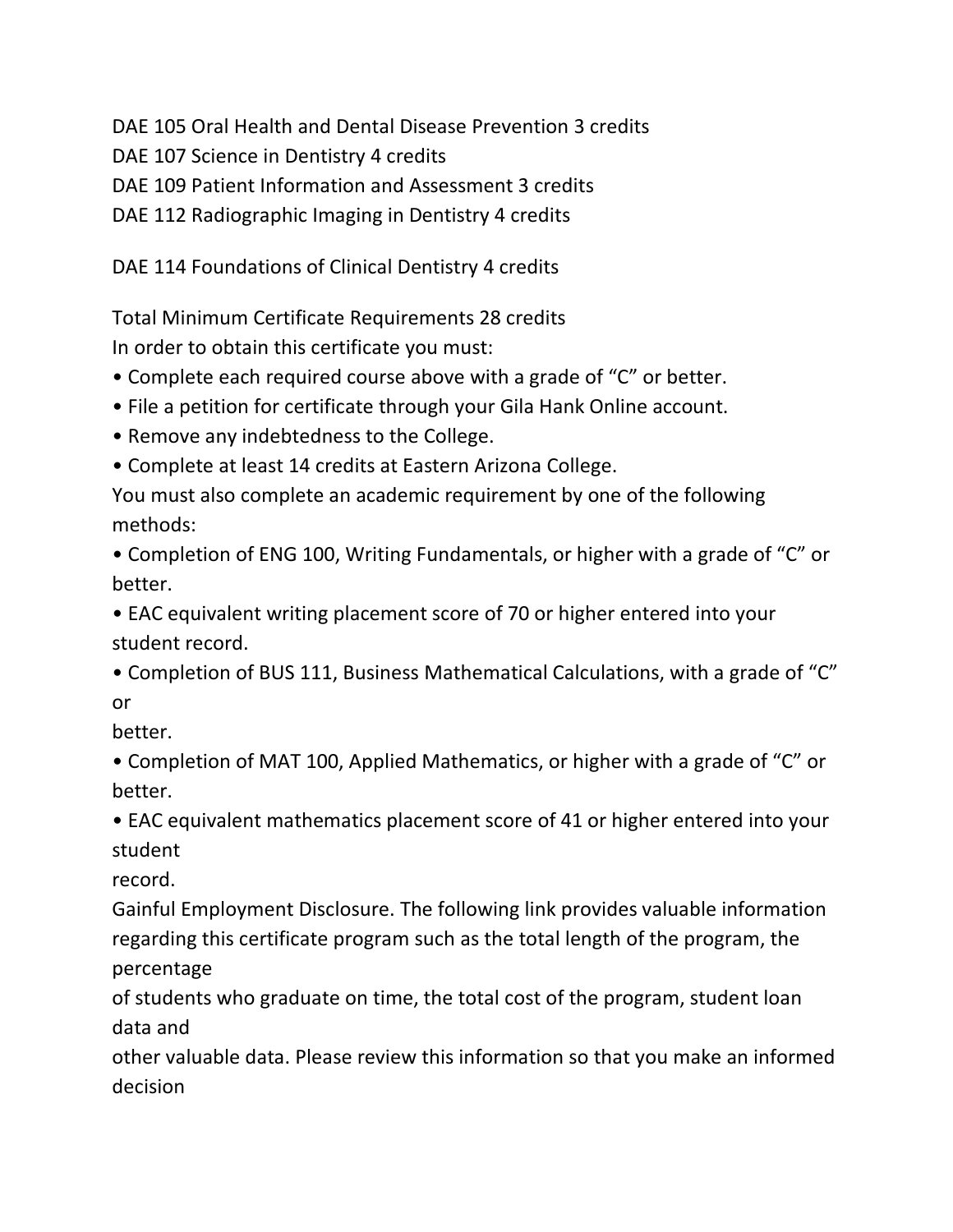DAE 105 Oral Health and Dental Disease Prevention 3 credits
DAE 107 Science in Dentistry 4 credits
DAE 109 Patient Information and Assessment 3 credits
DAE 112 Radiographic Imaging in Dentistry 4 credits

DAE 114 Foundations of Clinical Dentistry 4 credits

Total Minimum Certificate Requirements 28 credits
In order to obtain this certificate you must:

- Complete each required course above with a grade of "C" or better.
- File a petition for certificate through your Gila Hank Online account.
- Remove any indebtedness to the College.
- Complete at least 14 credits at Eastern Arizona College.

You must also complete an academic requirement by one of the following methods:

- Completion of ENG 100, Writing Fundamentals, or higher with a grade of "C" or better.
- EAC equivalent writing placement score of 70 or higher entered into your student record.
- Completion of BUS 111, Business Mathematical Calculations, with a grade of "C" or better.
- Completion of MAT 100, Applied Mathematics, or higher with a grade of "C" or better.
- EAC equivalent mathematics placement score of 41 or higher entered into your student record.

Gainful Employment Disclosure. The following link provides valuable information regarding this certificate program such as the total length of the program, the percentage of students who graduate on time, the total cost of the program, student loan data and other valuable data. Please review this information so that you make an informed decision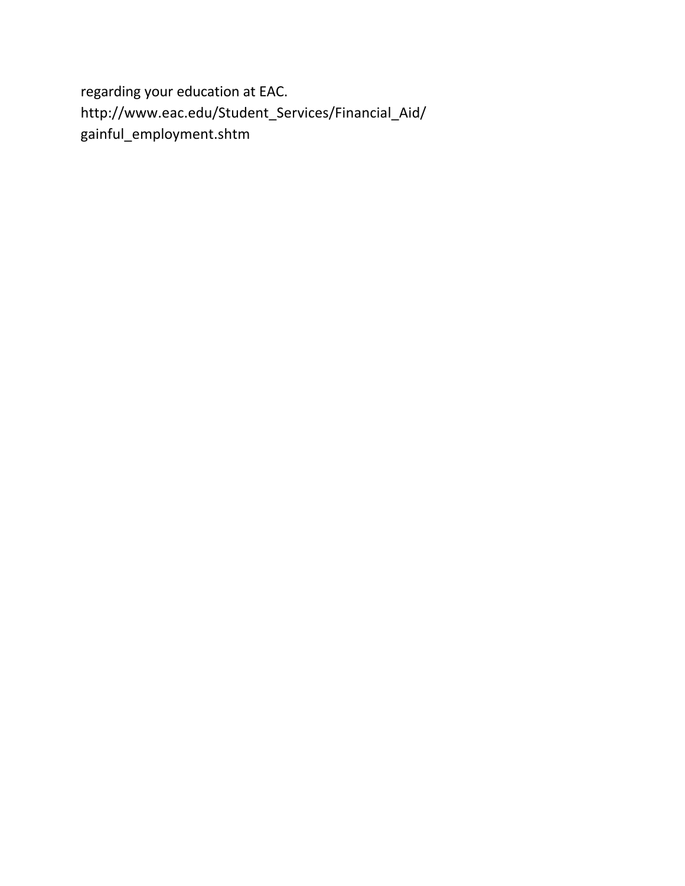regarding your education at EAC.
http://www.eac.edu/Student_Services/Financial_Aid/
gainful_employment.shtm